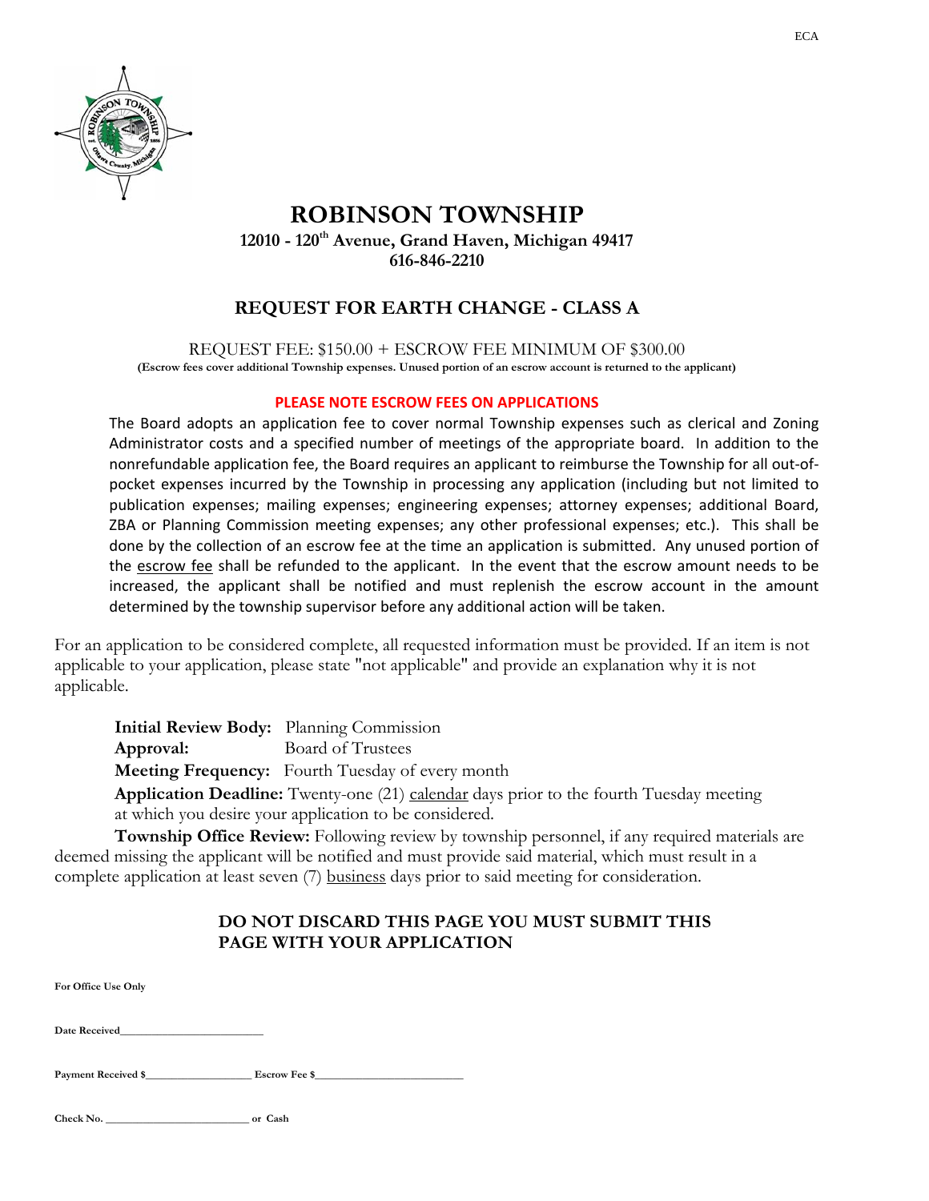ECA

# ROBINSON TOWNSHIP

**12010 - 120th Avenue, Grand Haven, Michigan 49417**
**616-846-2210**

## REQUEST FOR EARTH CHANGE - CLASS A

REQUEST FEE: $150.00 + ESCROW FEE MINIMUM OF $300.00
**(Escrow fees cover additional Township expenses. Unused portion of an escrow account is returned to the applicant)**

**PLEASE NOTE ESCROW FEES ON APPLICATIONS**

The Board adopts an application fee to cover normal Township expenses such as clerical and Zoning Administrator costs and a specified number of meetings of the appropriate board. In addition to the nonrefundable application fee, the Board requires an applicant to reimburse the Township for all out-of-pocket expenses incurred by the Township in processing any application (including but not limited to publication expenses; mailing expenses; engineering expenses; attorney expenses; additional Board, ZBA or Planning Commission meeting expenses; any other professional expenses; etc.). This shall be done by the collection of an escrow fee at the time an application is submitted. Any unused portion of the escrow fee shall be refunded to the applicant. In the event that the escrow amount needs to be increased, the applicant shall be notified and must replenish the escrow account in the amount determined by the township supervisor before any additional action will be taken.

For an application to be considered complete, all requested information must be provided. If an item is not applicable to your application, please state "not applicable" and provide an explanation why it is not applicable.

**Initial Review Body:** Planning Commission
**Approval:** Board of Trustees
**Meeting Frequency:** Fourth Tuesday of every month
**Application Deadline:** Twenty-one (21) calendar days prior to the fourth Tuesday meeting at which you desire your application to be considered.

**Township Office Review:** Following review by township personnel, if any required materials are deemed missing the applicant will be notified and must provide said material, which must result in a complete application at least seven (7) business days prior to said meeting for consideration.

**DO NOT DISCARD THIS PAGE YOU MUST SUBMIT THIS PAGE WITH YOUR APPLICATION**

**For Office Use Only**

**Date Received**________________________

**Payment Received $**__________________ **Escrow Fee $**________________________

**Check No.** ________________________ **or Cash**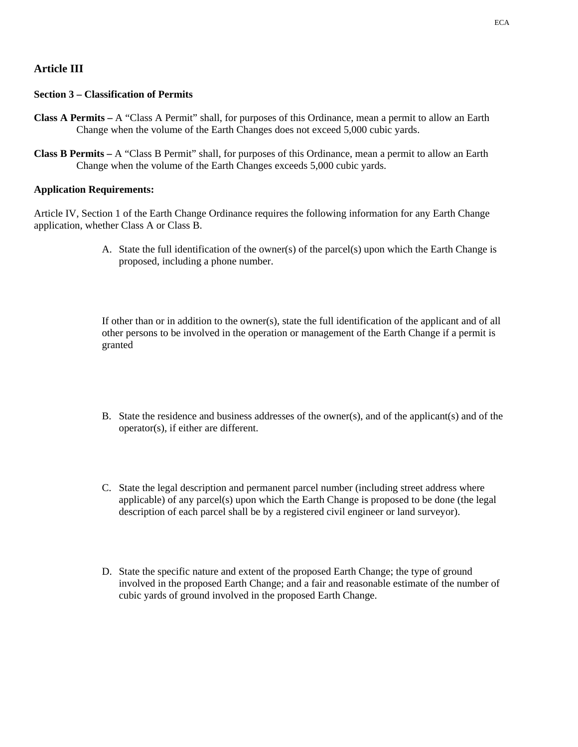## Article III

**Section 3 – Classification of Permits**

**Class A Permits –** A "Class A Permit" shall, for purposes of this Ordinance, mean a permit to allow an Earth Change when the volume of the Earth Changes does not exceed 5,000 cubic yards.

**Class B Permits –** A "Class B Permit" shall, for purposes of this Ordinance, mean a permit to allow an Earth Change when the volume of the Earth Changes exceeds 5,000 cubic yards.

**Application Requirements:**

Article IV, Section 1 of the Earth Change Ordinance requires the following information for any Earth Change application, whether Class A or Class B.

A. State the full identification of the owner(s) of the parcel(s) upon which the Earth Change is proposed, including a phone number.

   If other than or in addition to the owner(s), state the full identification of the applicant and of all other persons to be involved in the operation or management of the Earth Change if a permit is granted

B. State the residence and business addresses of the owner(s), and of the applicant(s) and of the operator(s), if either are different.

C. State the legal description and permanent parcel number (including street address where applicable) of any parcel(s) upon which the Earth Change is proposed to be done (the legal description of each parcel shall be by a registered civil engineer or land surveyor).

D. State the specific nature and extent of the proposed Earth Change; the type of ground involved in the proposed Earth Change; and a fair and reasonable estimate of the number of cubic yards of ground involved in the proposed Earth Change.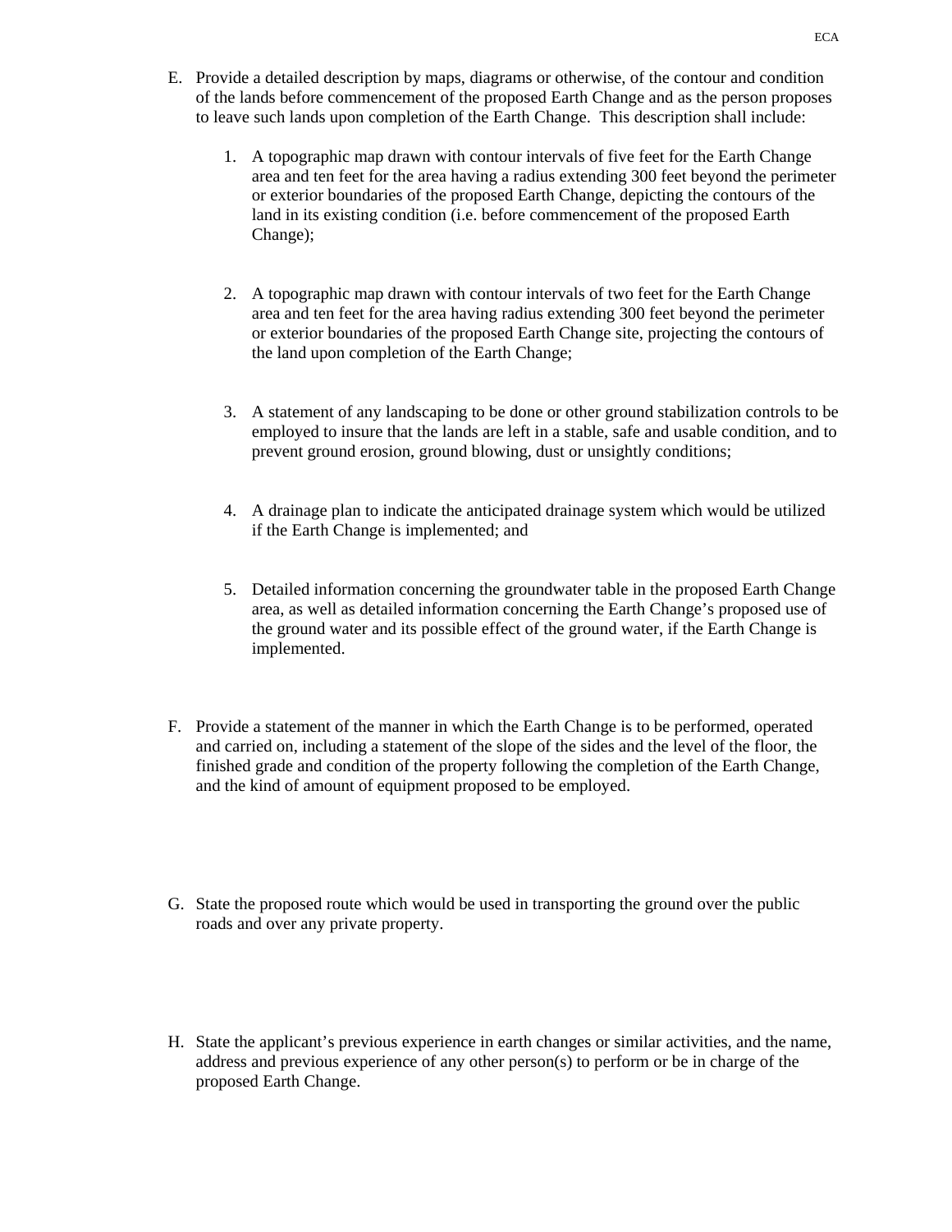E. Provide a detailed description by maps, diagrams or otherwise, of the contour and condition of the lands before commencement of the proposed Earth Change and as the person proposes to leave such lands upon completion of the Earth Change. This description shall include:

   1. A topographic map drawn with contour intervals of five feet for the Earth Change area and ten feet for the area having a radius extending 300 feet beyond the perimeter or exterior boundaries of the proposed Earth Change, depicting the contours of the land in its existing condition (i.e. before commencement of the proposed Earth Change);

   2. A topographic map drawn with contour intervals of two feet for the Earth Change area and ten feet for the area having radius extending 300 feet beyond the perimeter or exterior boundaries of the proposed Earth Change site, projecting the contours of the land upon completion of the Earth Change;

   3. A statement of any landscaping to be done or other ground stabilization controls to be employed to insure that the lands are left in a stable, safe and usable condition, and to prevent ground erosion, ground blowing, dust or unsightly conditions;

   4. A drainage plan to indicate the anticipated drainage system which would be utilized if the Earth Change is implemented; and

   5. Detailed information concerning the groundwater table in the proposed Earth Change area, as well as detailed information concerning the Earth Change's proposed use of the ground water and its possible effect of the ground water, if the Earth Change is implemented.

F. Provide a statement of the manner in which the Earth Change is to be performed, operated and carried on, including a statement of the slope of the sides and the level of the floor, the finished grade and condition of the property following the completion of the Earth Change, and the kind of amount of equipment proposed to be employed.

G. State the proposed route which would be used in transporting the ground over the public roads and over any private property.

H. State the applicant's previous experience in earth changes or similar activities, and the name, address and previous experience of any other person(s) to perform or be in charge of the proposed Earth Change.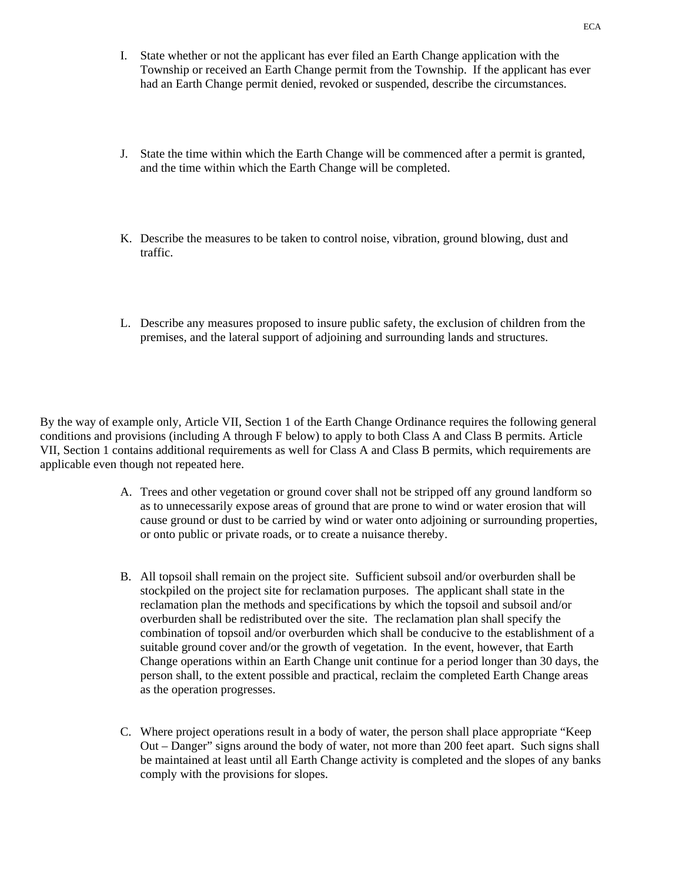I. State whether or not the applicant has ever filed an Earth Change application with the Township or received an Earth Change permit from the Township. If the applicant has ever had an Earth Change permit denied, revoked or suspended, describe the circumstances.

J. State the time within which the Earth Change will be commenced after a permit is granted, and the time within which the Earth Change will be completed.

K. Describe the measures to be taken to control noise, vibration, ground blowing, dust and traffic.

L. Describe any measures proposed to insure public safety, the exclusion of children from the premises, and the lateral support of adjoining and surrounding lands and structures.

By the way of example only, Article VII, Section 1 of the Earth Change Ordinance requires the following general conditions and provisions (including A through F below) to apply to both Class A and Class B permits. Article VII, Section 1 contains additional requirements as well for Class A and Class B permits, which requirements are applicable even though not repeated here.

A. Trees and other vegetation or ground cover shall not be stripped off any ground landform so as to unnecessarily expose areas of ground that are prone to wind or water erosion that will cause ground or dust to be carried by wind or water onto adjoining or surrounding properties, or onto public or private roads, or to create a nuisance thereby.

B. All topsoil shall remain on the project site. Sufficient subsoil and/or overburden shall be stockpiled on the project site for reclamation purposes. The applicant shall state in the reclamation plan the methods and specifications by which the topsoil and subsoil and/or overburden shall be redistributed over the site. The reclamation plan shall specify the combination of topsoil and/or overburden which shall be conducive to the establishment of a suitable ground cover and/or the growth of vegetation. In the event, however, that Earth Change operations within an Earth Change unit continue for a period longer than 30 days, the person shall, to the extent possible and practical, reclaim the completed Earth Change areas as the operation progresses.

C. Where project operations result in a body of water, the person shall place appropriate "Keep Out – Danger" signs around the body of water, not more than 200 feet apart. Such signs shall be maintained at least until all Earth Change activity is completed and the slopes of any banks comply with the provisions for slopes.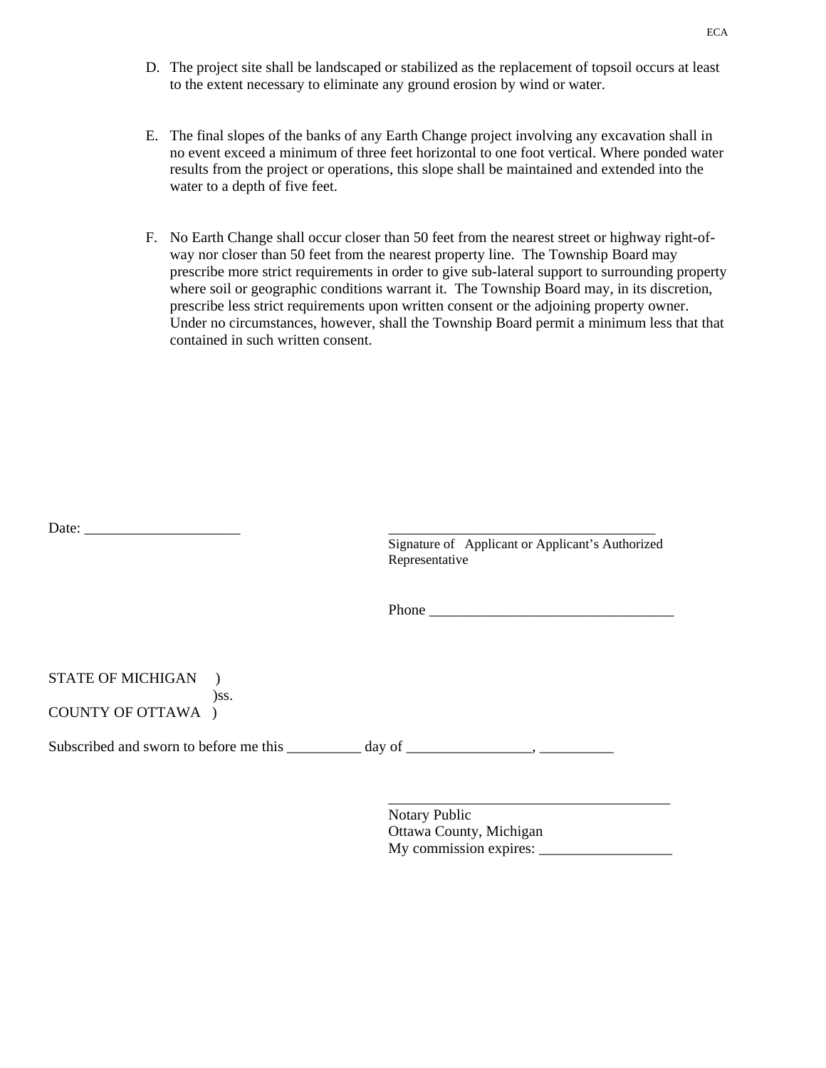D. The project site shall be landscaped or stabilized as the replacement of topsoil occurs at least to the extent necessary to eliminate any ground erosion by wind or water.

E. The final slopes of the banks of any Earth Change project involving any excavation shall in no event exceed a minimum of three feet horizontal to one foot vertical. Where ponded water results from the project or operations, this slope shall be maintained and extended into the water to a depth of five feet.

F. No Earth Change shall occur closer than 50 feet from the nearest street or highway right-of-way nor closer than 50 feet from the nearest property line. The Township Board may prescribe more strict requirements in order to give sub-lateral support to surrounding property where soil or geographic conditions warrant it. The Township Board may, in its discretion, prescribe less strict requirements upon written consent or the adjoining property owner. Under no circumstances, however, shall the Township Board permit a minimum less that that contained in such written consent.

Date: _____________________

_____________________________________
Signature of Applicant or Applicant's Authorized Representative

Phone _________________________________

STATE OF MICHIGAN )
)ss.
COUNTY OF OTTAWA )

Subscribed and sworn to before me this __________ day of ________________, __________

_______________________________________
Notary Public
Ottawa County, Michigan
My commission expires: __________________